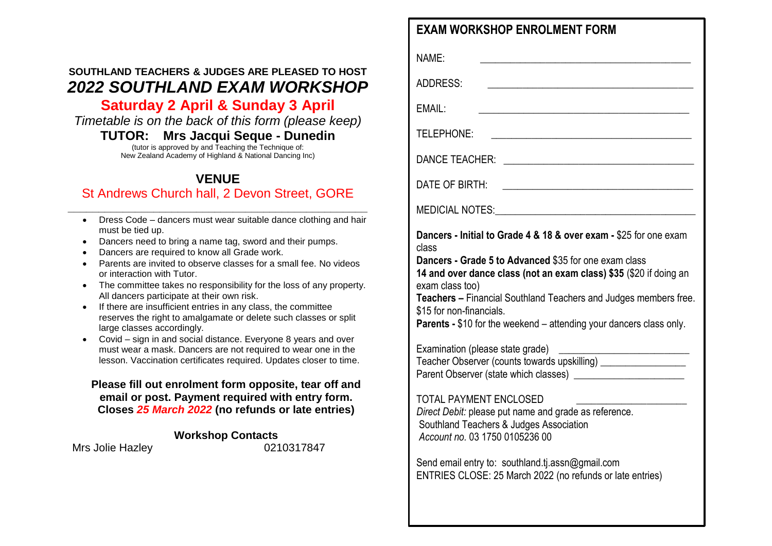**SOUTHLAND TEACHERS & JUDGES ARE PLEASED TO HOST**

# *2022 SOUTHLAND EXAM WORKSHOP*

## Saturday 2 April & Sunday 3 April

*Timetable is on the back of this form (please keep)*

**TUTOR: Mrs Jacqui Seque - Dunedin**

(tutor is approved by and Teaching the Technique of:
New Zealand Academy of Highland & National Dancing Inc)

## VENUE

St Andrews Church hall, 2 Devon Street, GORE

---

- Dress Code – dancers must wear suitable dance clothing and hair must be tied up.
- Dancers need to bring a name tag, sword and their pumps.
- Dancers are required to know all Grade work.
- Parents are invited to observe classes for a small fee. No videos or interaction with Tutor.
- The committee takes no responsibility for the loss of any property. All dancers participate at their own risk.
- If there are insufficient entries in any class, the committee reserves the right to amalgamate or delete such classes or split large classes accordingly.
- Covid – sign in and social distance. Everyone 8 years and over must wear a mask. Dancers are not required to wear one in the lesson. Vaccination certificates required. Updates closer to time.

**Please fill out enrolment form opposite, tear off and email or post. Payment required with entry form. Closes *25 March 2022* (no refunds or late entries)**

**Workshop Contacts**

Mrs Jolie Hazley 0210317847

## EXAM WORKSHOP ENROLMENT FORM

NAME: ______________________________

ADDRESS: ______________________________

EMAIL: ______________________________

TELEPHONE: ______________________________

DANCE TEACHER: ______________________________

DATE OF BIRTH: ______________________________

MEDICAL NOTES: ______________________________

**Dancers - Initial to Grade 4 & 18 & over exam -** $25 for one exam class
**Dancers - Grade 5 to Advanced** $35 for one exam class
**14 and over dance class (not an exam class) $35** ($20 if doing an exam class too)
**Teachers –** Financial Southland Teachers and Judges members free. $15 for non-financials.
**Parents -** $10 for the weekend – attending your dancers class only.

Examination (please state grade) ______________________
Teacher Observer (counts towards upskilling) ______________
Parent Observer (state which classes) ___________________

TOTAL PAYMENT ENCLOSED ___________________
*Direct Debit:* please put name and grade as reference.
Southland Teachers & Judges Association
*Account no.* 03 1750 0105236 00

Send email entry to: southland.tj.assn@gmail.com
ENTRIES CLOSE: 25 March 2022 (no refunds or late entries)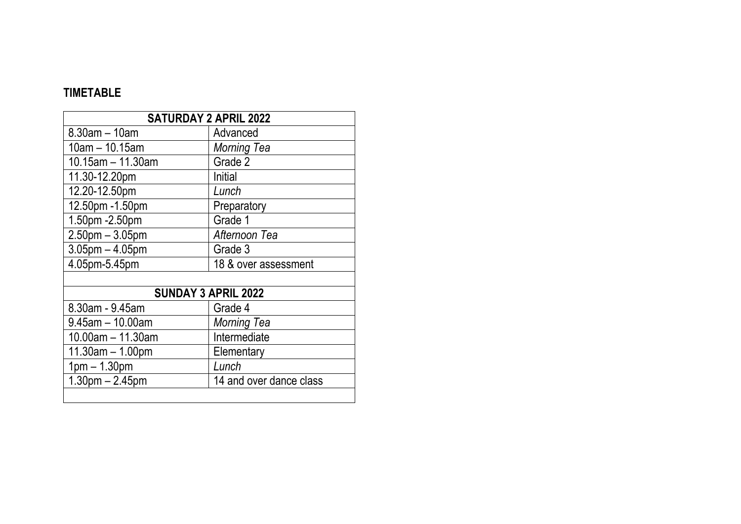**TIMETABLE**

| SATURDAY 2 APRIL 2022 | |
|---|---|
| 8.30am – 10am | Advanced |
| 10am – 10.15am | *Morning Tea* |
| 10.15am – 11.30am | Grade 2 |
| 11.30-12.20pm | Initial |
| 12.20-12.50pm | *Lunch* |
| 12.50pm -1.50pm | Preparatory |
| 1.50pm -2.50pm | Grade 1 |
| 2.50pm – 3.05pm | *Afternoon Tea* |
| 3.05pm – 4.05pm | Grade 3 |
| 4.05pm-5.45pm | 18 & over assessment |
| | |
| **SUNDAY 3 APRIL 2022** | |
| 8.30am - 9.45am | Grade 4 |
| 9.45am – 10.00am | *Morning Tea* |
| 10.00am – 11.30am | Intermediate |
| 11.30am – 1.00pm | Elementary |
| 1pm – 1.30pm | *Lunch* |
| 1.30pm – 2.45pm | 14 and over dance class |
| | |